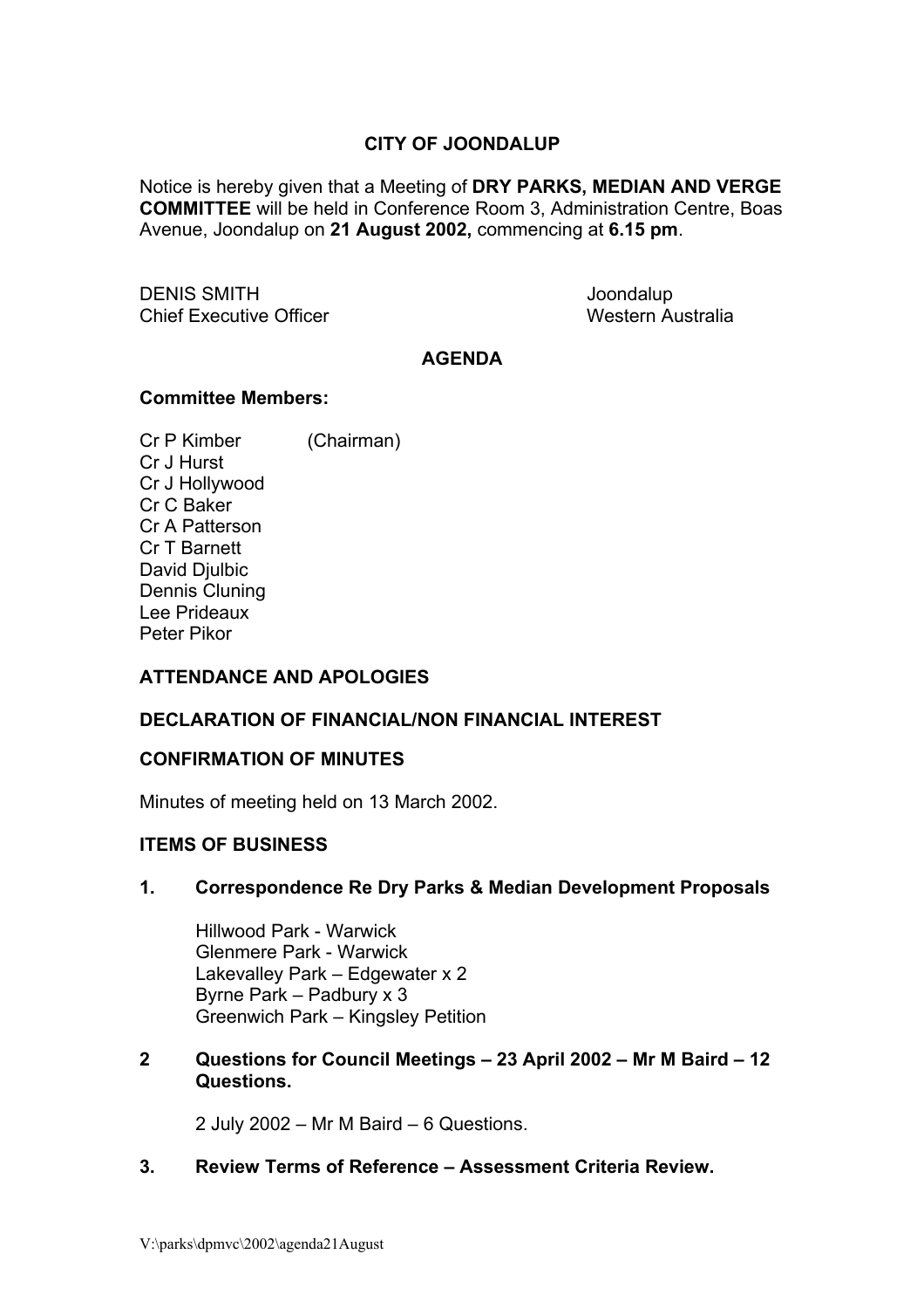**CITY OF JOONDALUP**

Notice is hereby given that a Meeting of **DRY PARKS, MEDIAN AND VERGE COMMITTEE** will be held in Conference Room 3, Administration Centre, Boas Avenue, Joondalup on **21 August 2002,** commencing at **6.15 pm**.

DENIS SMITH
Chief Executive Officer

Joondalup
Western Australia

**AGENDA**

**Committee Members:**

Cr P Kimber (Chairman)
Cr J Hurst
Cr J Hollywood
Cr C Baker
Cr A Patterson
Cr T Barnett
David Djulbic
Dennis Cluning
Lee Prideaux
Peter Pikor

**ATTENDANCE AND APOLOGIES**

**DECLARATION OF FINANCIAL/NON FINANCIAL INTEREST**

**CONFIRMATION OF MINUTES**

Minutes of meeting held on 13 March 2002.

**ITEMS OF BUSINESS**

**1. Correspondence Re Dry Parks & Median Development Proposals**

Hillwood Park - Warwick
Glenmere Park - Warwick
Lakevalley Park – Edgewater x 2
Byrne Park – Padbury x 3
Greenwich Park – Kingsley Petition

**2 Questions for Council Meetings – 23 April 2002 – Mr M Baird – 12 Questions.**

2 July 2002 – Mr M Baird – 6 Questions.

**3. Review Terms of Reference – Assessment Criteria Review.**

V:\parks\dpmvc\2002\agenda21August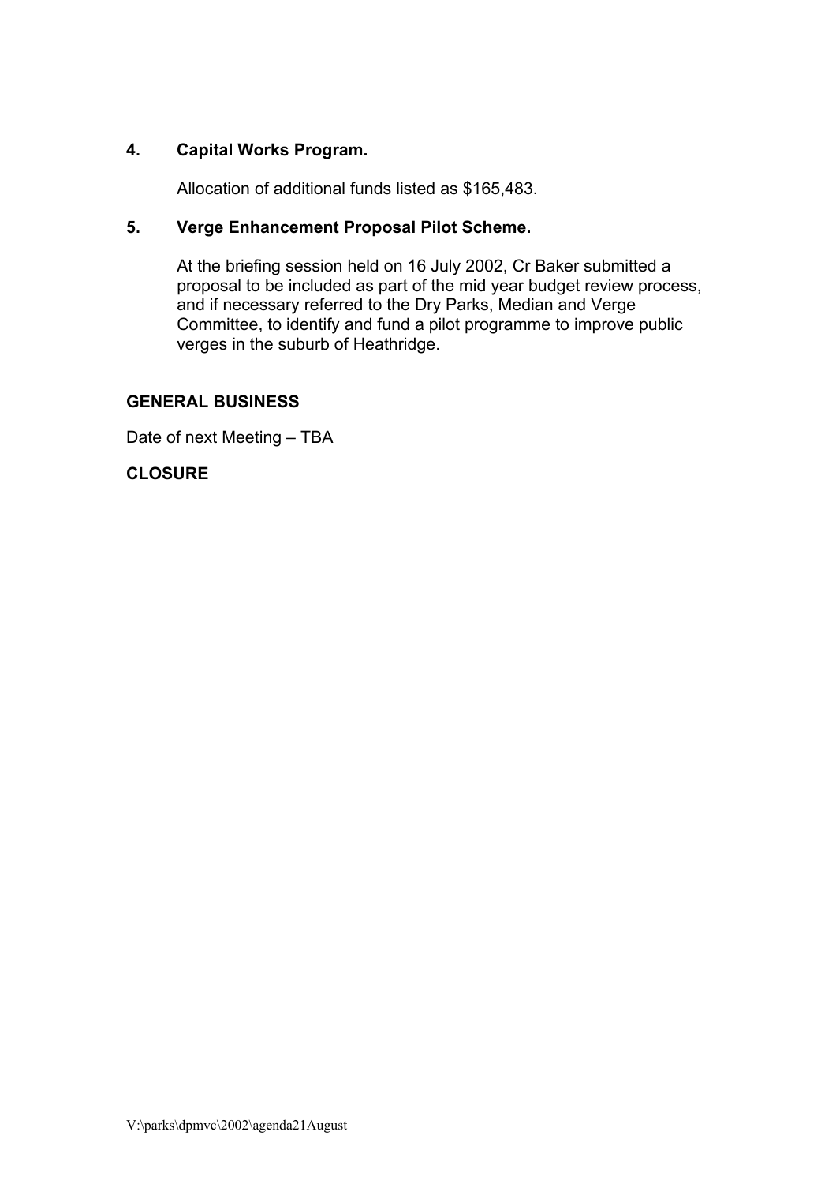**4. Capital Works Program.**

Allocation of additional funds listed as $165,483.

**5. Verge Enhancement Proposal Pilot Scheme.**

At the briefing session held on 16 July 2002, Cr Baker submitted a proposal to be included as part of the mid year budget review process, and if necessary referred to the Dry Parks, Median and Verge Committee, to identify and fund a pilot programme to improve public verges in the suburb of Heathridge.

**GENERAL BUSINESS**

Date of next Meeting – TBA

**CLOSURE**

V:\parks\dpmvc\2002\agenda21August